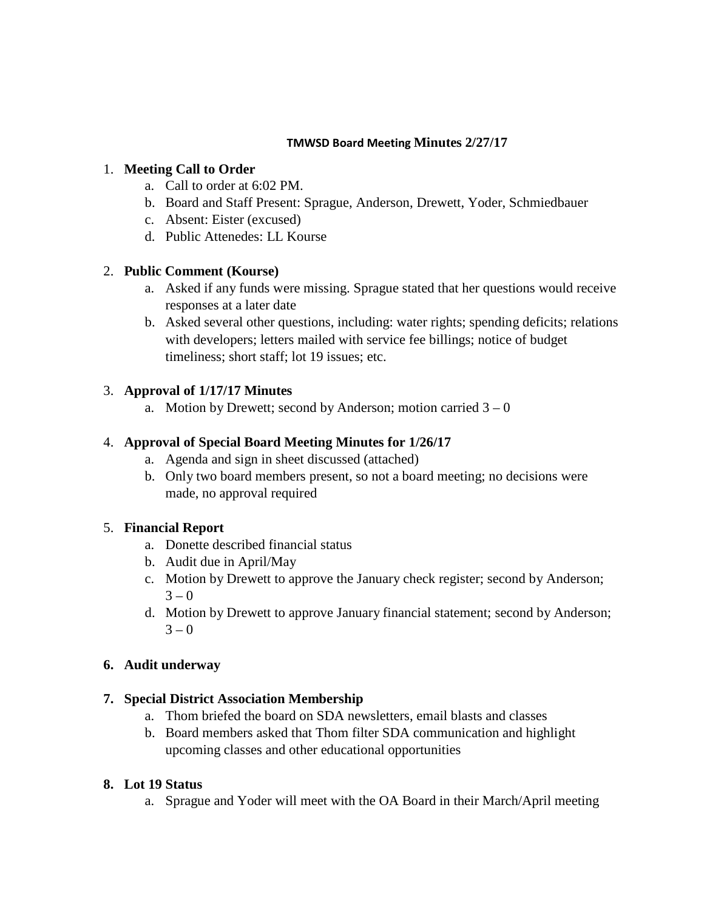**TMWSD Board Meeting Minutes 2/27/17**

1. **Meeting Call to Order**
   a. Call to order at 6:02 PM.
   b. Board and Staff Present: Sprague, Anderson, Drewett, Yoder, Schmiedbauer
   c. Absent: Eister (excused)
   d. Public Attenedes: LL Kourse

2. **Public Comment (Kourse)**
   a. Asked if any funds were missing. Sprague stated that her questions would receive responses at a later date
   b. Asked several other questions, including: water rights; spending deficits; relations with developers; letters mailed with service fee billings; notice of budget timeliness; short staff; lot 19 issues; etc.

3. **Approval of 1/17/17 Minutes**
   a. Motion by Drewett; second by Anderson; motion carried 3 – 0

4. **Approval of Special Board Meeting Minutes for 1/26/17**
   a. Agenda and sign in sheet discussed (attached)
   b. Only two board members present, so not a board meeting; no decisions were made, no approval required

5. **Financial Report**
   a. Donette described financial status
   b. Audit due in April/May
   c. Motion by Drewett to approve the January check register; second by Anderson; 3 – 0
   d. Motion by Drewett to approve January financial statement; second by Anderson; 3 – 0

6. **Audit underway**

7. **Special District Association Membership**
   a. Thom briefed the board on SDA newsletters, email blasts and classes
   b. Board members asked that Thom filter SDA communication and highlight upcoming classes and other educational opportunities

8. **Lot 19 Status**
   a. Sprague and Yoder will meet with the OA Board in their March/April meeting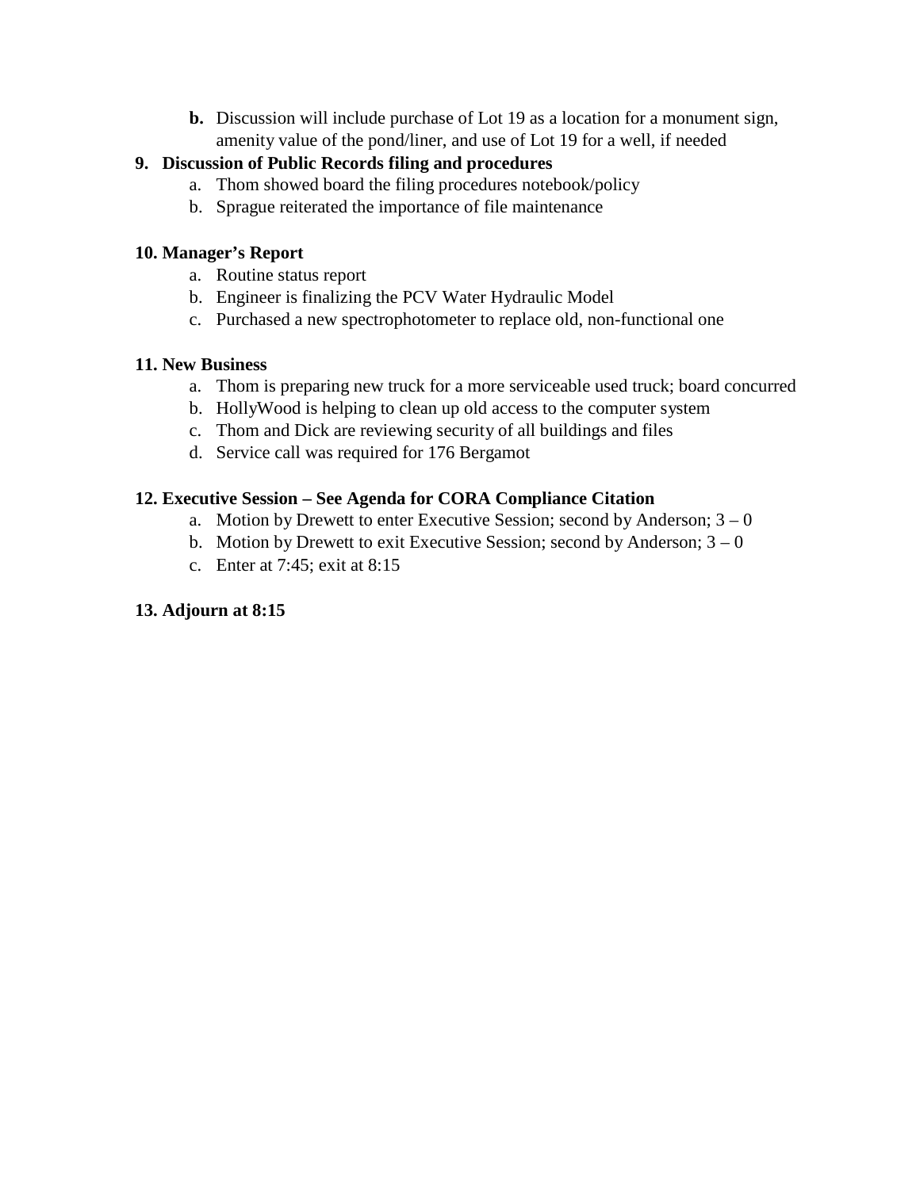b. Discussion will include purchase of Lot 19 as a location for a monument sign, amenity value of the pond/liner, and use of Lot 19 for a well, if needed

**9. Discussion of Public Records filing and procedures**

   a. Thom showed board the filing procedures notebook/policy
   b. Sprague reiterated the importance of file maintenance

**10. Manager's Report**

   a. Routine status report
   b. Engineer is finalizing the PCV Water Hydraulic Model
   c. Purchased a new spectrophotometer to replace old, non-functional one

**11. New Business**

   a. Thom is preparing new truck for a more serviceable used truck; board concurred
   b. HollyWood is helping to clean up old access to the computer system
   c. Thom and Dick are reviewing security of all buildings and files
   d. Service call was required for 176 Bergamot

**12. Executive Session – See Agenda for CORA Compliance Citation**

   a. Motion by Drewett to enter Executive Session; second by Anderson; 3 – 0
   b. Motion by Drewett to exit Executive Session; second by Anderson; 3 – 0
   c. Enter at 7:45; exit at 8:15

**13. Adjourn at 8:15**